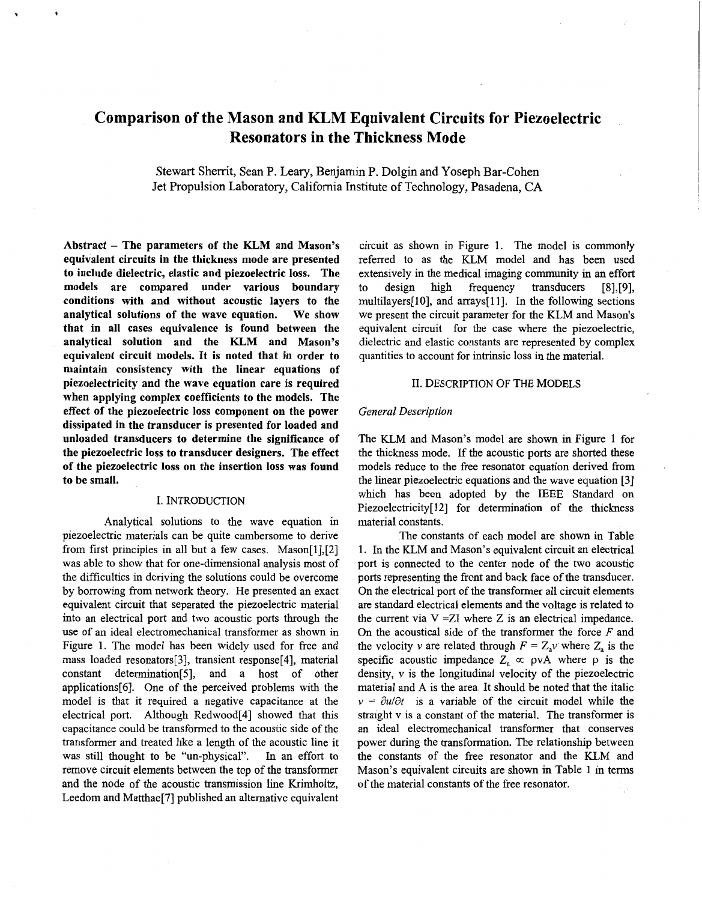# Comparison of the Mason and KLM Equivalent Circuits for Piezoelectric Resonators in the Thickness Mode

Stewart Sherrit, Sean P. Leary, Benjamin P. Dolgin and Yoseph Bar-Cohen
Jet Propulsion Laboratory, California Institute of Technology, Pasadena, CA

**Abstract – The parameters of the KLM and Mason's equivalent circuits in the thickness mode are presented to include dielectric, elastic and piezoelectric loss. The models are compared under various boundary conditions with and without acoustic layers to the analytical solutions of the wave equation. We show that in all cases equivalence is found between the analytical solution and the KLM and Mason's equivalent circuit models. It is noted that in order to maintain consistency with the linear equations of piezoelectricity and the wave equation care is required when applying complex coefficients to the models. The effect of the piezoelectric loss component on the power dissipated in the transducer is presented for loaded and unloaded transducers to determine the significance of the piezoelectric loss to transducer designers. The effect of the piezoelectric loss on the insertion loss was found to be small.**

## I. INTRODUCTION

Analytical solutions to the wave equation in piezoelectric materials can be quite cumbersome to derive from first principles in all but a few cases. Mason[1],[2] was able to show that for one-dimensional analysis most of the difficulties in deriving the solutions could be overcome by borrowing from network theory. He presented an exact equivalent circuit that separated the piezoelectric material into an electrical port and two acoustic ports through the use of an ideal electromechanical transformer as shown in Figure 1. The model has been widely used for free and mass loaded resonators[3], transient response[4], material constant determination[5], and a host of other applications[6]. One of the perceived problems with the model is that it required a negative capacitance at the electrical port. Although Redwood[4] showed that this capacitance could be transformed to the acoustic side of the transformer and treated like a length of the acoustic line it was still thought to be "un-physical". In an effort to remove circuit elements between the top of the transformer and the node of the acoustic transmission line Krimholtz, Leedom and Matthae[7] published an alternative equivalent circuit as shown in Figure 1. The model is commonly referred to as the KLM model and has been used extensively in the medical imaging community in an effort to design high frequency transducers [8],[9], multilayers[10], and arrays[11]. In the following sections we present the circuit parameter for the KLM and Mason's equivalent circuit for the case where the piezoelectric, dielectric and elastic constants are represented by complex quantities to account for intrinsic loss in the material.

## II. DESCRIPTION OF THE MODELS

### *General Description*

The KLM and Mason's model are shown in Figure 1 for the thickness mode. If the acoustic ports are shorted these models reduce to the free resonator equation derived from the linear piezoelectric equations and the wave equation [3] which has been adopted by the IEEE Standard on Piezoelectricity[12] for determination of the thickness material constants.

The constants of each model are shown in Table 1. In the KLM and Mason's equivalent circuit an electrical port is connected to the center node of the two acoustic ports representing the front and back face of the transducer. On the electrical port of the transformer all circuit elements are standard electrical elements and the voltage is related to the current via V =ZI where Z is an electrical impedance. On the acoustical side of the transformer the force $F$ and the velocity $v$ are related through $F = Z_a v$ where $Z_a$ is the specific acoustic impedance $Z_a \propto \rho \text{v} A$ where $\rho$ is the density, v is the longitudinal velocity of the piezoelectric material and A is the area. It should be noted that the italic $v = \partial u/\partial t$ is a variable of the circuit model while the straight v is a constant of the material. The transformer is an ideal electromechanical transformer that conserves power during the transformation. The relationship between the constants of the free resonator and the KLM and Mason's equivalent circuits are shown in Table 1 in terms of the material constants of the free resonator.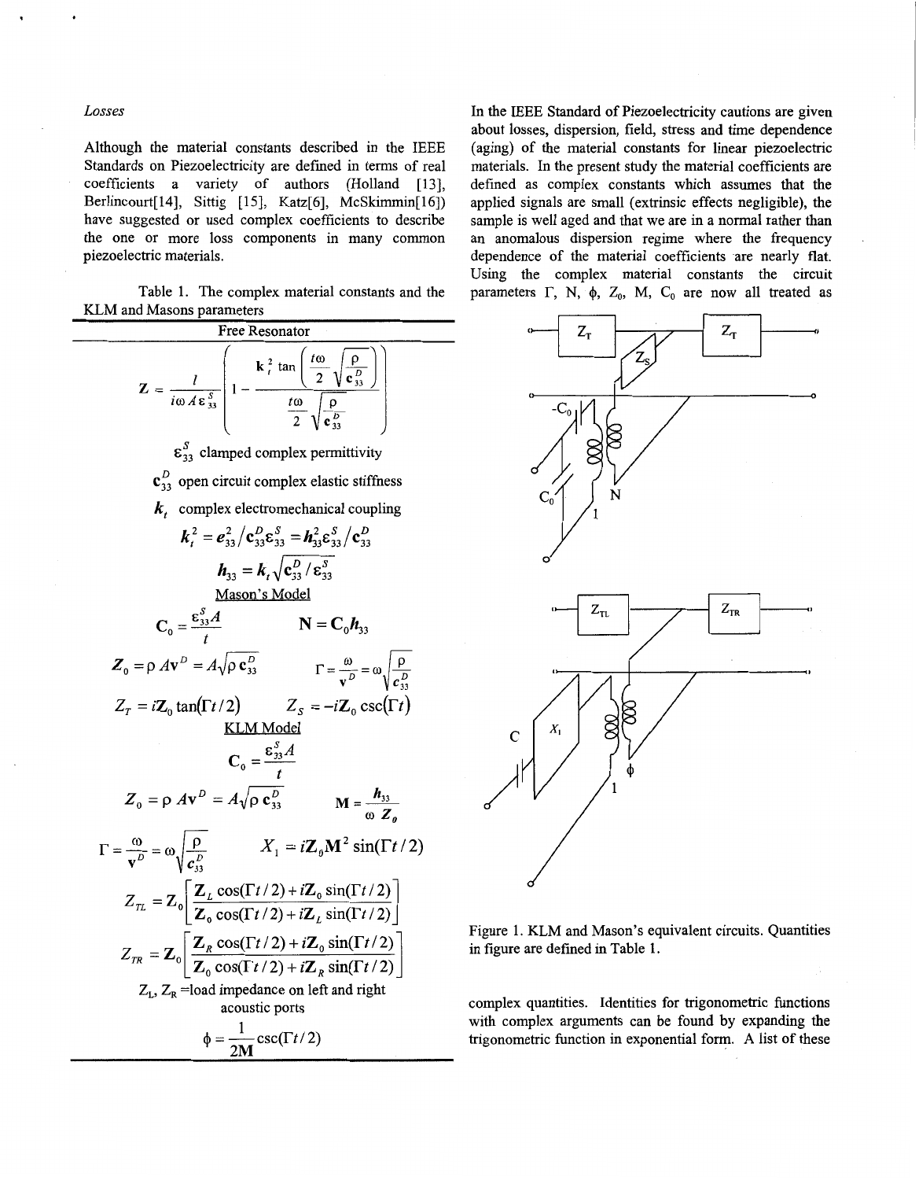*Losses*

Although the material constants described in the IEEE Standards on Piezoelectricity are defined in terms of real coefficients a variety of authors (Holland [13], Berlincourt[14], Sittig [15], Katz[6], McSkimmin[16]) have suggested or used complex coefficients to describe the one or more loss components in many common piezoelectric materials.

Table 1. The complex material constants and the KLM and Masons parameters

**Free Resonator**

$$Z = \frac{l}{i\omega A \varepsilon_{33}^{S}}\left(1 - \frac{k_t^2 \tan\left(\frac{t\omega}{2}\sqrt{\frac{\rho}{c_{33}^{D}}}\right)}{\frac{t\omega}{2}\sqrt{\frac{\rho}{c_{33}^{D}}}}\right)$$

$\varepsilon_{33}^{S}$ clamped complex permittivity

$c_{33}^{D}$ open circuit complex elastic stiffness

$k_t$ complex electromechanical coupling

$$k_t^2 = e_{33}^2 / c_{33}^{D}\varepsilon_{33}^{S} = h_{33}^2 \varepsilon_{33}^{S} / c_{33}^{D}$$

$$h_{33} = k_t \sqrt{c_{33}^{D} / \varepsilon_{33}^{S}}$$

**Mason's Model**

$$C_0 = \frac{\varepsilon_{33}^{S} A}{t} \qquad N = C_0 h_{33}$$

$$Z_0 = \rho A v^D = A\sqrt{\rho\, c_{33}^{D}} \qquad \Gamma = \frac{\omega}{v^D} = \omega\sqrt{\frac{\rho}{c_{33}^{D}}}$$

$$Z_T = iZ_0 \tan(\Gamma t/2) \qquad Z_S = -iZ_0 \csc(\Gamma t)$$

**KLM Model**

$$C_0 = \frac{\varepsilon_{33}^{S} A}{t}$$

$$Z_0 = \rho A v^D = A\sqrt{\rho\, c_{33}^{D}} \qquad M = \frac{h_{33}}{\omega Z_0}$$

$$\Gamma = \frac{\omega}{v^D} = \omega\sqrt{\frac{\rho}{c_{33}^{D}}} \qquad X_1 = iZ_0 M^2 \sin(\Gamma t/2)$$

$$Z_{TL} = Z_0\left[\frac{Z_L \cos(\Gamma t/2) + iZ_0 \sin(\Gamma t/2)}{Z_0 \cos(\Gamma t/2) + iZ_L \sin(\Gamma t/2)}\right]$$

$$Z_{TR} = Z_0\left[\frac{Z_R \cos(\Gamma t/2) + iZ_0 \sin(\Gamma t/2)}{Z_0 \cos(\Gamma t/2) + iZ_R \sin(\Gamma t/2)}\right]$$

$Z_L$, $Z_R$ =load impedance on left and right acoustic ports

$$\phi = \frac{1}{2M}\csc(\Gamma t/2)$$

In the IEEE Standard of Piezoelectricity cautions are given about losses, dispersion, field, stress and time dependence (aging) of the material constants for linear piezoelectric materials. In the present study the material coefficients are defined as complex constants which assumes that the applied signals are small (extrinsic effects negligible), the sample is well aged and that we are in a normal rather than an anomalous dispersion regime where the frequency dependence of the material coefficients are nearly flat. Using the complex material constants the circuit parameters $\Gamma$, N, $\phi$, $Z_0$, M, $C_0$ are now all treated as complex quantities. Identities for trigonometric functions with complex arguments can be found by expanding the trigonometric function in exponential form. A list of these

Figure 1. KLM and Mason's equivalent circuits. Quantities in figure are defined in Table 1.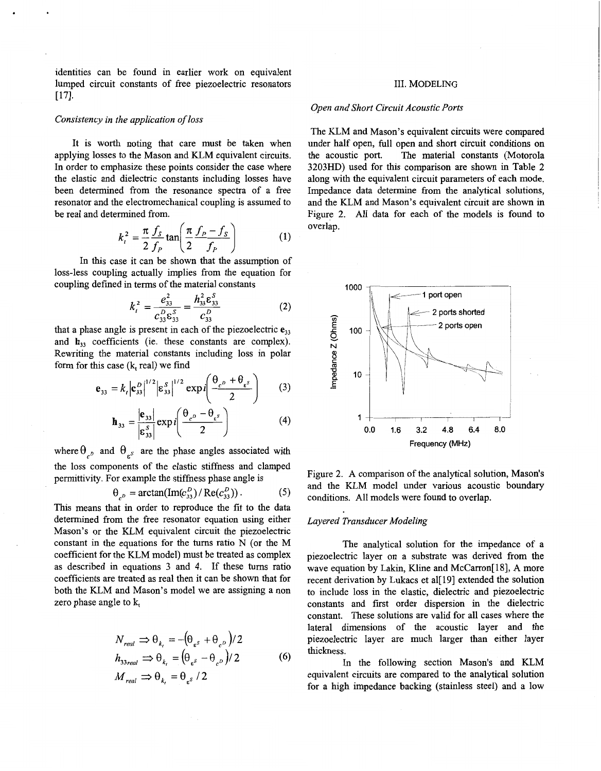identities can be found in earlier work on equivalent lumped circuit constants of free piezoelectric resonators [17].

### *Consistency in the application of loss*

It is worth noting that care must be taken when applying losses to the Mason and KLM equivalent circuits. In order to emphasize these points consider the case where the elastic and dielectric constants including losses have been determined from the resonance spectra of a free resonator and the electromechanical coupling is assumed to be real and determined from.

$$k_t^2 = \frac{\pi}{2}\frac{f_S}{f_P}\tan\left(\frac{\pi}{2}\frac{f_P - f_S}{f_P}\right) \quad (1)$$

In this case it can be shown that the assumption of loss-less coupling actually implies from the equation for coupling defined in terms of the material constants

$$k_t^2 = \frac{e_{33}^2}{c_{33}^D \varepsilon_{33}^S} = \frac{h_{33}^2 \varepsilon_{33}^S}{c_{33}^D} \quad (2)$$

that a phase angle is present in each of the piezoelectric $\mathbf{e}_{33}$ and $\mathbf{h}_{33}$ coefficients (ie. these constants are complex). Rewriting the material constants including loss in polar form for this case ($k_t$ real) we find

$$\mathbf{e}_{33} = k_t \left|\mathbf{c}_{33}^D\right|^{1/2} \left|\boldsymbol{\varepsilon}_{33}^S\right|^{1/2} \exp i\left(\frac{\theta_{c^D} + \theta_{\varepsilon^S}}{2}\right) \quad (3)$$

$$\mathbf{h}_{33} = \frac{\left|\mathbf{e}_{33}\right|}{\left|\boldsymbol{\varepsilon}_{33}^S\right|} \exp i\left(\frac{\theta_{c^D} - \theta_{\varepsilon^S}}{2}\right) \quad (4)$$

where $\theta_{c^D}$ and $\theta_{\varepsilon^S}$ are the phase angles associated with the loss components of the elastic stiffness and clamped permittivity. For example the stiffness phase angle is

$$\theta_{c^D} = \arctan(\mathrm{Im}(c_{33}^D)/\mathrm{Re}(c_{33}^D)). \quad (5)$$

This means that in order to reproduce the fit to the data determined from the free resonator equation using either Mason's or the KLM equivalent circuit the piezoelectric constant in the equations for the turns ratio N (or the M coefficient for the KLM model) must be treated as complex as described in equations 3 and 4. If these turns ratio coefficients are treated as real then it can be shown that for both the KLM and Mason's model we are assigning a non zero phase angle to $k_t$

$$\begin{aligned} N_{real} &\Rightarrow \theta_{k_t} = -(\theta_{\varepsilon^S} + \theta_{c^D})/2 \\ h_{33real} &\Rightarrow \theta_{k_t} = (\theta_{\varepsilon^S} - \theta_{c^D})/2 \\ M_{real} &\Rightarrow \theta_{k_t} = \theta_{\varepsilon^S}/2 \end{aligned} \quad (6)$$

## III. MODELING

### *Open and Short Circuit Acoustic Ports*

The KLM and Mason's equivalent circuits were compared under half open, full open and short circuit conditions on the acoustic port. The material constants (Motorola 3203HD) used for this comparison are shown in Table 2 along with the equivalent circuit parameters of each mode. Impedance data determine from the analytical solutions, and the KLM and Mason's equivalent circuit are shown in Figure 2. All data for each of the models is found to overlap.

Figure 2. A comparison of the analytical solution, Mason's and the KLM model under various acoustic boundary conditions. All models were found to overlap.

### *Layered Transducer Modeling*

The analytical solution for the impedance of a piezoelectric layer on a substrate was derived from the wave equation by Lakin, Kline and McCarron[18], A more recent derivation by Lukacs et al[19] extended the solution to include loss in the elastic, dielectric and piezoelectric constants and first order dispersion in the dielectric constant. These solutions are valid for all cases where the lateral dimensions of the acoustic layer and the piezoelectric layer are much larger than either layer thickness.

In the following section Mason's and KLM equivalent circuits are compared to the analytical solution for a high impedance backing (stainless steel) and a low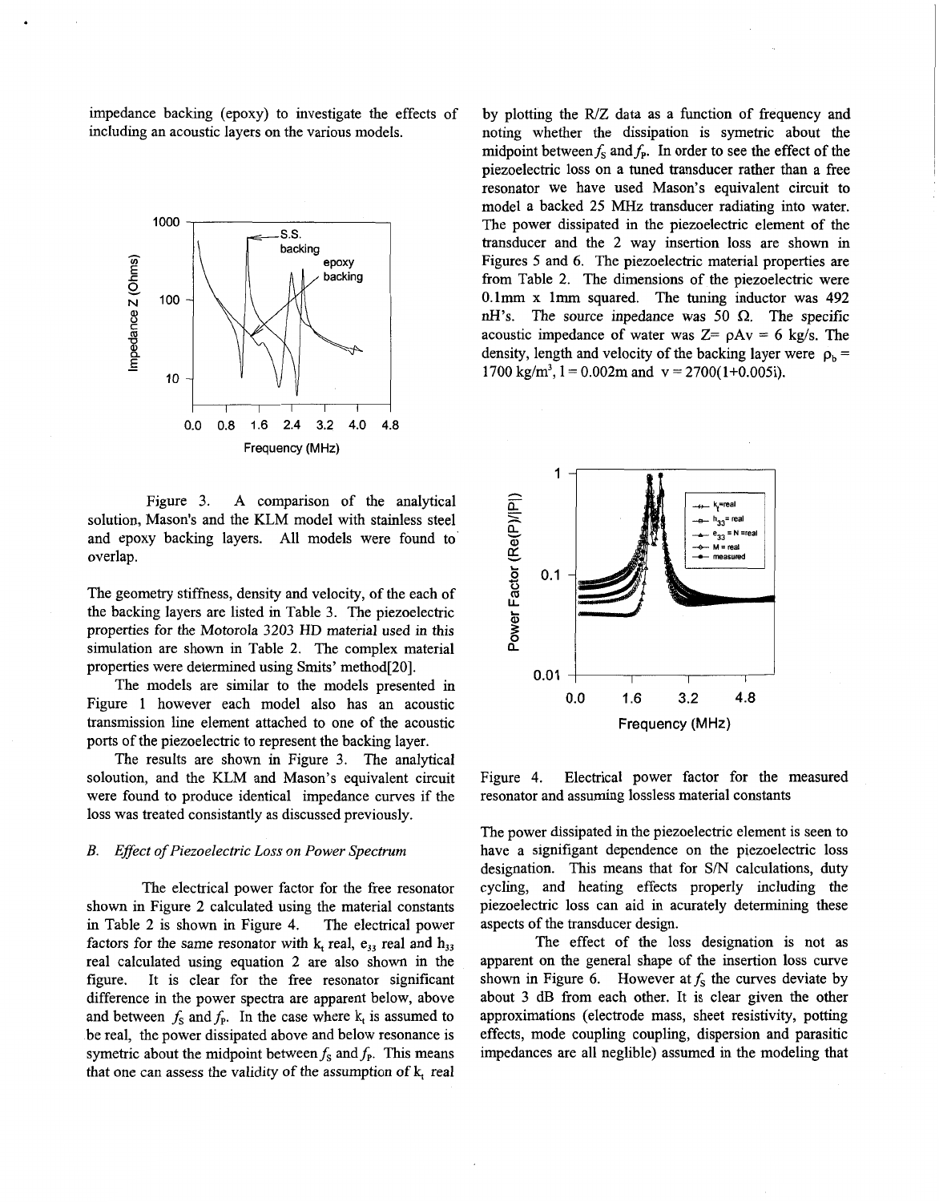impedance backing (epoxy) to investigate the effects of including an acoustic layers on the various models.

Figure 3. A comparison of the analytical solution, Mason's and the KLM model with stainless steel and epoxy backing layers. All models were found to overlap.

The geometry stiffness, density and velocity, of the each of the backing layers are listed in Table 3. The piezoelectric properties for the Motorola 3203 HD material used in this simulation are shown in Table 2. The complex material properties were determined using Smits' method[20].

The models are similar to the models presented in Figure 1 however each model also has an acoustic transmission line element attached to one of the acoustic ports of the piezoelectric to represent the backing layer.

The results are shown in Figure 3. The analytical soloution, and the KLM and Mason's equivalent circuit were found to produce identical impedance curves if the loss was treated consistantly as discussed previously.

### *B. Effect of Piezoelectric Loss on Power Spectrum*

The electrical power factor for the free resonator shown in Figure 2 calculated using the material constants in Table 2 is shown in Figure 4. The electrical power factors for the same resonator with $k_t$ real, $e_{33}$ real and $h_{33}$ real calculated using equation 2 are also shown in the figure. It is clear for the free resonator significant difference in the power spectra are apparent below, above and between $f_S$ and $f_P$. In the case where $k_t$ is assumed to be real, the power dissipated above and below resonance is symetric about the midpoint between $f_S$ and $f_P$. This means that one can assess the validity of the assumption of $k_t$ real by plotting the R/Z data as a function of frequency and noting whether the dissipation is symetric about the midpoint between $f_S$ and $f_P$. In order to see the effect of the piezoelectric loss on a tuned transducer rather than a free resonator we have used Mason's equivalent circuit to model a backed 25 MHz transducer radiating into water. The power dissipated in the piezoelectric element of the transducer and the 2 way insertion loss are shown in Figures 5 and 6. The piezoelectric material properties are from Table 2. The dimensions of the piezoelectric were 0.1mm x 1mm squared. The tuning inductor was 492 nH's. The source inpedance was 50 Ω. The specific acoustic impedance of water was Z= ρAv = 6 kg/s. The density, length and velocity of the backing layer were $\rho_b$ = 1700 kg/m$^3$, l = 0.002m and v = 2700(1+0.005i).

Figure 4. Electrical power factor for the measured resonator and assuming lossless material constants

The power dissipated in the piezoelectric element is seen to have a signifigant dependence on the piezoelectric loss designation. This means that for S/N calculations, duty cycling, and heating effects properly including the piezoelectric loss can aid in acurately determining these aspects of the transducer design.

The effect of the loss designation is not as apparent on the general shape of the insertion loss curve shown in Figure 6. However at $f_S$ the curves deviate by about 3 dB from each other. It is clear given the other approximations (electrode mass, sheet resistivity, potting effects, mode coupling coupling, dispersion and parasitic impedances are all neglible) assumed in the modeling that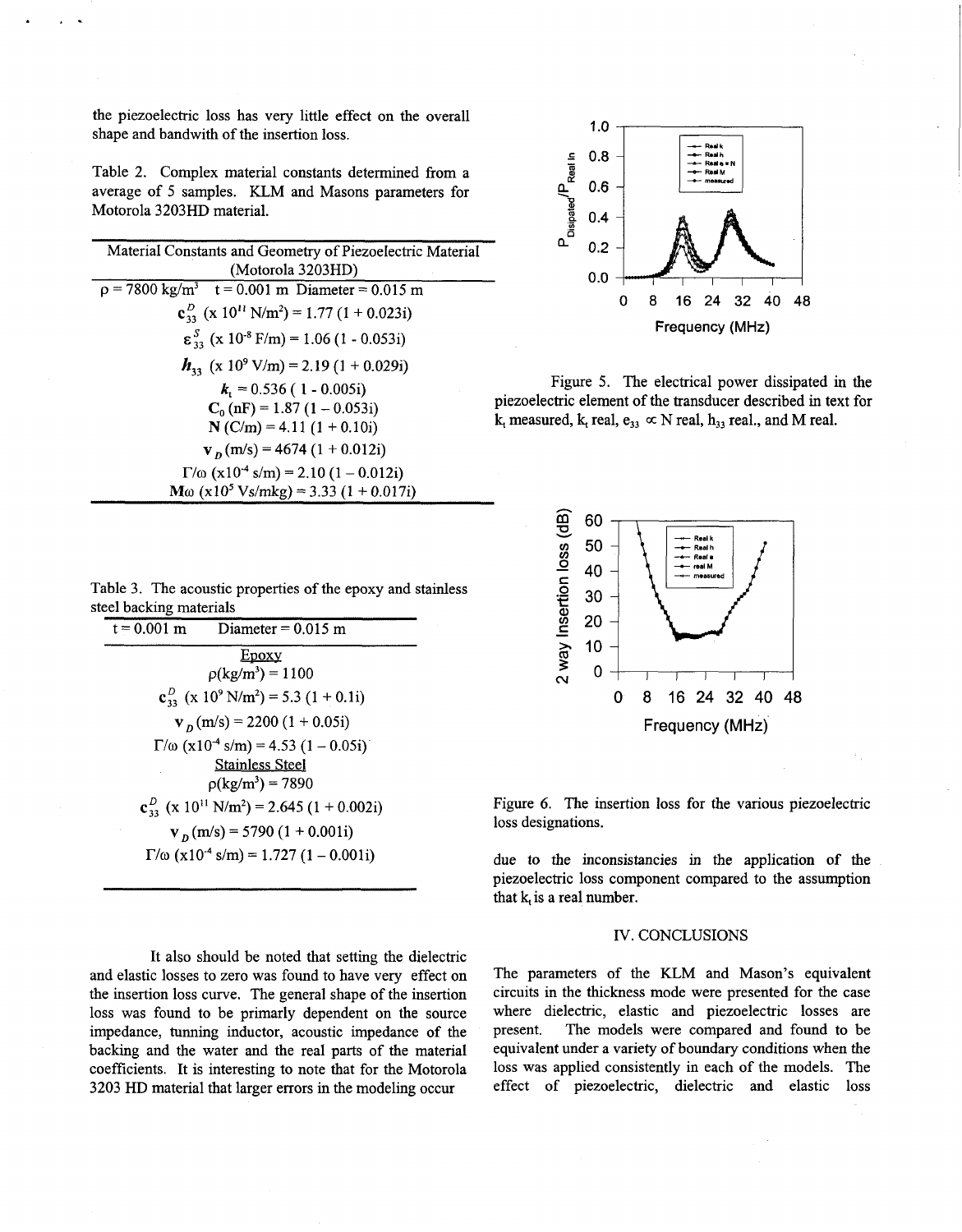the piezoelectric loss has very little effect on the overall shape and bandwith of the insertion loss.

Table 2. Complex material constants determined from a average of 5 samples. KLM and Masons parameters for Motorola 3203HD material.

| Material Constants and Geometry of Piezoelectric Material (Motorola 3203HD) |
|---|
| $\rho$ = 7800 kg/m$^3$  t = 0.001 m  Diameter = 0.015 m |
| $c_{33}^D$ (x $10^{11}$ N/m$^2$) = 1.77 (1 + 0.023i) |
| $\varepsilon_{33}^S$ (x $10^{-8}$ F/m) = 1.06 (1 - 0.053i) |
| $h_{33}$ (x $10^9$ V/m) = 2.19 (1 + 0.029i) |
| $k_t$ = 0.536 ( 1 - 0.005i) |
| $C_0$ (nF) = 1.87 (1 – 0.053i) |
| N (C/m) = 4.11 (1 + 0.10i) |
| $v_D$ (m/s) = 4674 (1 + 0.012i) |
| $\Gamma/\omega$ (x$10^{-4}$ s/m) = 2.10 (1 – 0.012i) |
| M$\omega$ (x$10^5$ Vs/mkg) = 3.33 (1 + 0.017i) |

Table 3. The acoustic properties of the epoxy and stainless steel backing materials

| t = 0.001 m  Diameter = 0.015 m |
|---|
| Epoxy |
| $\rho$(kg/m$^3$) = 1100 |
| $c_{33}^D$ (x $10^9$ N/m$^2$) = 5.3 (1 + 0.1i) |
| $v_D$ (m/s) = 2200 (1 + 0.05i) |
| $\Gamma/\omega$ (x$10^{-4}$ s/m) = 4.53 (1 – 0.05i) |
| Stainless Steel |
| $\rho$(kg/m$^3$) = 7890 |
| $c_{33}^D$ (x $10^{11}$ N/m$^2$) = 2.645 (1 + 0.002i) |
| $v_D$ (m/s) = 5790 (1 + 0.001i) |
| $\Gamma/\omega$ (x$10^{-4}$ s/m) = 1.727 (1 – 0.001i) |

It also should be noted that setting the dielectric and elastic losses to zero was found to have very effect on the insertion loss curve. The general shape of the insertion loss was found to be primarily dependent on the source impedance, tunning inductor, acoustic impedance of the backing and the water and the real parts of the material coefficients. It is interesting to note that for the Motorola 3203 HD material that larger errors in the modeling occur due to the inconsistancies in the application of the piezoelectric loss component compared to the assumption that $k_t$ is a real number.

Figure 5. The electrical power dissipated in the piezoelectric element of the transducer described in text for $k_t$ measured, $k_t$ real, $e_{33} \propto$ N real, $h_{33}$ real., and M real.

Figure 6. The insertion loss for the various piezoelectric loss designations.

## IV. CONCLUSIONS

The parameters of the KLM and Mason's equivalent circuits in the thickness mode were presented for the case where dielectric, elastic and piezoelectric losses are present. The models were compared and found to be equivalent under a variety of boundary conditions when the loss was applied consistently in each of the models. The effect of piezoelectric, dielectric and elastic loss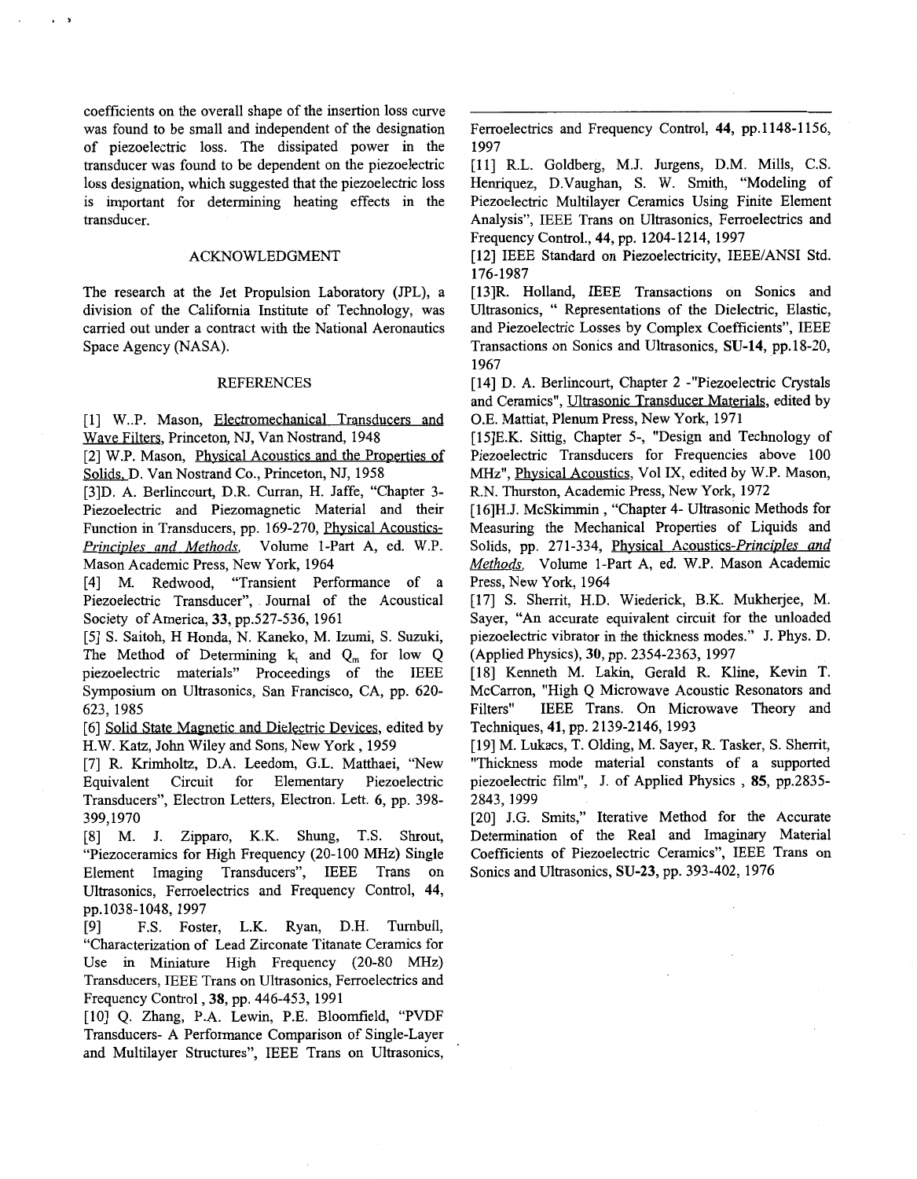coefficients on the overall shape of the insertion loss curve was found to be small and independent of the designation of piezoelectric loss. The dissipated power in the transducer was found to be dependent on the piezoelectric loss designation, which suggested that the piezoelectric loss is important for determining heating effects in the transducer.

## ACKNOWLEDGMENT

The research at the Jet Propulsion Laboratory (JPL), a division of the California Institute of Technology, was carried out under a contract with the National Aeronautics Space Agency (NASA).

## REFERENCES

[1] W..P. Mason, Electromechanical Transducers and Wave Filters, Princeton, NJ, Van Nostrand, 1948

[2] W.P. Mason, Physical Acoustics and the Properties of Solids. D. Van Nostrand Co., Princeton, NJ, 1958

[3]D. A. Berlincourt, D.R. Curran, H. Jaffe, "Chapter 3- Piezoelectric and Piezomagnetic Material and their Function in Transducers, pp. 169-270, Physical Acoustics-*Principles and Methods*, Volume 1-Part A, ed. W.P. Mason Academic Press, New York, 1964

[4] M. Redwood, "Transient Performance of a Piezoelectric Transducer", Journal of the Acoustical Society of America, **33**, pp.527-536, 1961

[5] S. Saitoh, H Honda, N. Kaneko, M. Izumi, S. Suzuki, The Method of Determining $k_t$ and $Q_m$ for low Q piezoelectric materials" Proceedings of the IEEE Symposium on Ultrasonics, San Francisco, CA, pp. 620-623, 1985

[6] Solid State Magnetic and Dielectric Devices, edited by H.W. Katz, John Wiley and Sons, New York , 1959

[7] R. Krimholtz, D.A. Leedom, G.L. Matthaei, "New Equivalent Circuit for Elementary Piezoelectric Transducers", Electron Letters, Electron. Lett. **6**, pp. 398-399,1970

[8] M. J. Zipparo, K.K. Shung, T.S. Shrout, "Piezoceramics for High Frequency (20-100 MHz) Single Element Imaging Transducers", IEEE Trans on Ultrasonics, Ferroelectrics and Frequency Control, **44**, pp.1038-1048, 1997

[9] F.S. Foster, L.K. Ryan, D.H. Turnbull, "Characterization of Lead Zirconate Titanate Ceramics for Use in Miniature High Frequency (20-80 MHz) Transducers, IEEE Trans on Ultrasonics, Ferroelectrics and Frequency Control , **38**, pp. 446-453, 1991

[10] Q. Zhang, P.A. Lewin, P.E. Bloomfield, "PVDF Transducers- A Performance Comparison of Single-Layer and Multilayer Structures", IEEE Trans on Ultrasonics, Ferroelectrics and Frequency Control, **44**, pp.1148-1156, 1997

[11] R.L. Goldberg, M.J. Jurgens, D.M. Mills, C.S. Henriquez, D.Vaughan, S. W. Smith, "Modeling of Piezoelectric Multilayer Ceramics Using Finite Element Analysis", IEEE Trans on Ultrasonics, Ferroelectrics and Frequency Control., **44**, pp. 1204-1214, 1997

[12] IEEE Standard on Piezoelectricity, IEEE/ANSI Std. 176-1987

[13]R. Holland, IEEE Transactions on Sonics and Ultrasonics, " Representations of the Dielectric, Elastic, and Piezoelectric Losses by Complex Coefficients", IEEE Transactions on Sonics and Ultrasonics, **SU-14**, pp.18-20, 1967

[14] D. A. Berlincourt, Chapter 2 -"Piezoelectric Crystals and Ceramics", Ultrasonic Transducer Materials, edited by O.E. Mattiat, Plenum Press, New York, 1971

[15]E.K. Sittig, Chapter 5-, "Design and Technology of Piezoelectric Transducers for Frequencies above 100 MHz", Physical Acoustics, Vol IX, edited by W.P. Mason, R.N. Thurston, Academic Press, New York, 1972

[16]H.J. McSkimmin , "Chapter 4- Ultrasonic Methods for Measuring the Mechanical Properties of Liquids and Solids, pp. 271-334, Physical Acoustics-*Principles and Methods*, Volume 1-Part A, ed. W.P. Mason Academic Press, New York, 1964

[17] S. Sherrit, H.D. Wiederick, B.K. Mukherjee, M. Sayer, "An accurate equivalent circuit for the unloaded piezoelectric vibrator in the thickness modes." J. Phys. D. (Applied Physics), **30**, pp. 2354-2363, 1997

[18] Kenneth M. Lakin, Gerald R. Kline, Kevin T. McCarron, "High Q Microwave Acoustic Resonators and Filters" IEEE Trans. On Microwave Theory and Techniques, **41**, pp. 2139-2146, 1993

[19] M. Lukacs, T. Olding, M. Sayer, R. Tasker, S. Sherrit, "Thickness mode material constants of a supported piezoelectric film", J. of Applied Physics , **85**, pp.2835-2843, 1999

[20] J.G. Smits," Iterative Method for the Accurate Determination of the Real and Imaginary Material Coefficients of Piezoelectric Ceramics", IEEE Trans on Sonics and Ultrasonics, **SU-23**, pp. 393-402, 1976